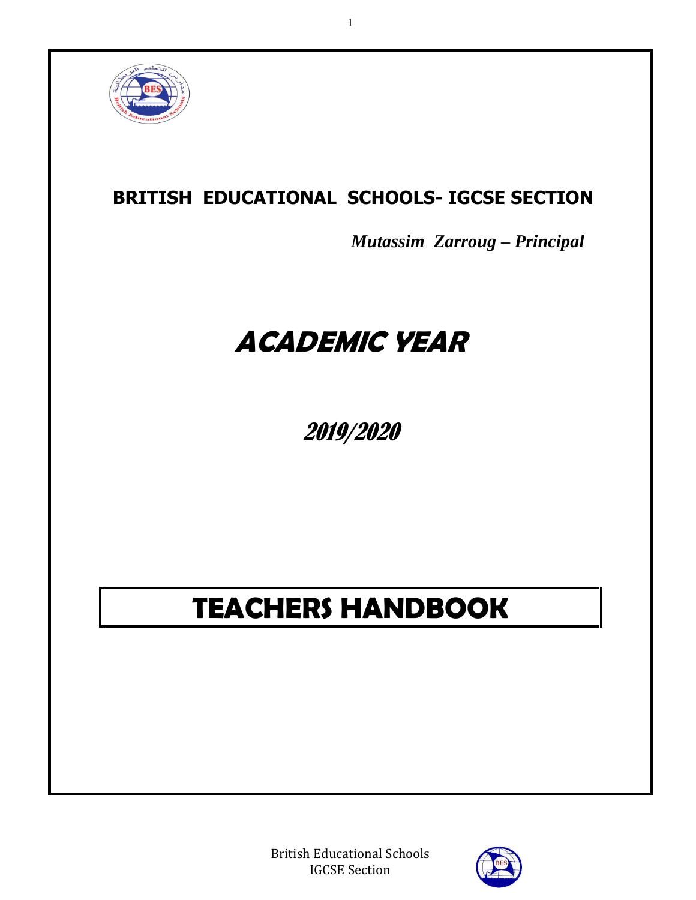## BRITISH EDUCATIONAL SCHOOLS- IGCSE SECTION

***Mutassim Zarroug – Principal***

# *ACADEMIC YEAR*

# *2019/2020*

# TEACHERS HANDBOOK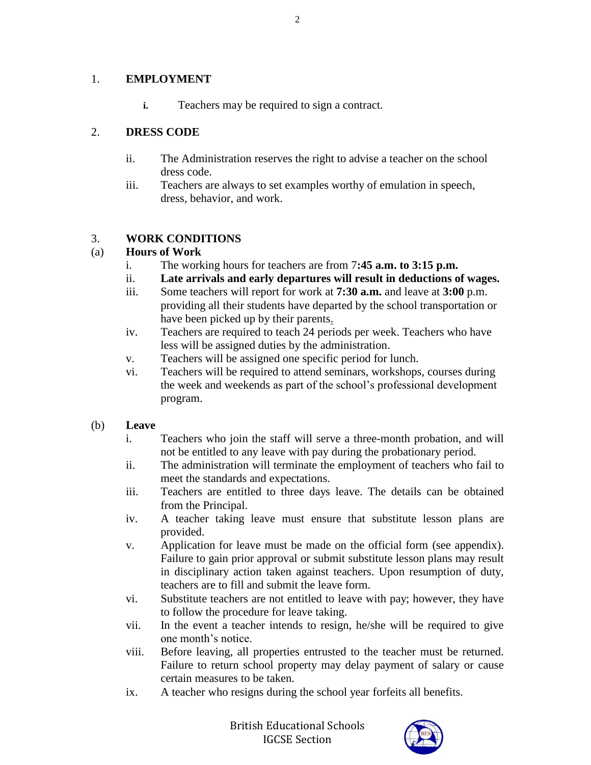## 1. EMPLOYMENT

i. Teachers may be required to sign a contract.

## 2. DRESS CODE

ii. The Administration reserves the right to advise a teacher on the school dress code.

iii. Teachers are always to set examples worthy of emulation in speech, dress, behavior, and work.

## 3. WORK CONDITIONS

### (a) Hours of Work

i. The working hours for teachers are from 7**:45 a.m. to 3:15 p.m.**

ii. **Late arrivals and early departures will result in deductions of wages.**

iii. Some teachers will report for work at **7:30 a.m.** and leave at **3:00** p.m. providing all their students have departed by the school transportation or have been picked up by their parents.

iv. Teachers are required to teach 24 periods per week. Teachers who have less will be assigned duties by the administration.

v. Teachers will be assigned one specific period for lunch.

vi. Teachers will be required to attend seminars, workshops, courses during the week and weekends as part of the school's professional development program.

### (b) Leave

i. Teachers who join the staff will serve a three-month probation, and will not be entitled to any leave with pay during the probationary period.

ii. The administration will terminate the employment of teachers who fail to meet the standards and expectations.

iii. Teachers are entitled to three days leave. The details can be obtained from the Principal.

iv. A teacher taking leave must ensure that substitute lesson plans are provided.

v. Application for leave must be made on the official form (see appendix). Failure to gain prior approval or submit substitute lesson plans may result in disciplinary action taken against teachers. Upon resumption of duty, teachers are to fill and submit the leave form.

vi. Substitute teachers are not entitled to leave with pay; however, they have to follow the procedure for leave taking.

vii. In the event a teacher intends to resign, he/she will be required to give one month's notice.

viii. Before leaving, all properties entrusted to the teacher must be returned. Failure to return school property may delay payment of salary or cause certain measures to be taken.

ix. A teacher who resigns during the school year forfeits all benefits.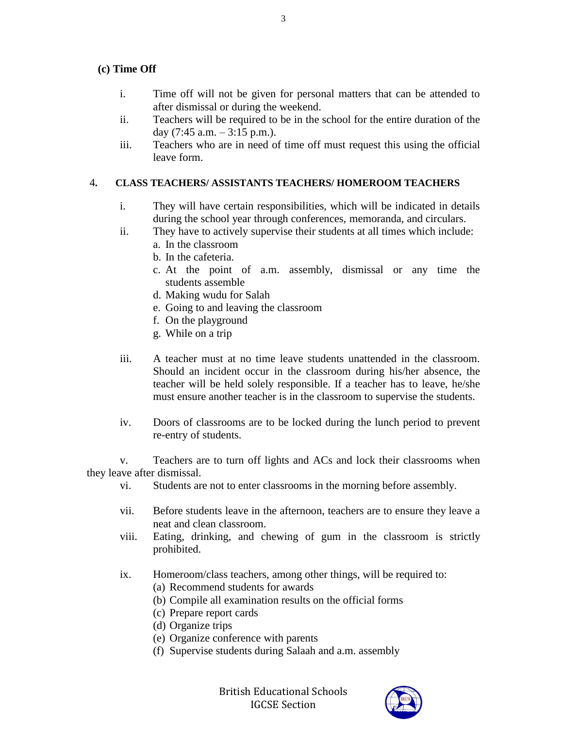**(c) Time Off**

i. Time off will not be given for personal matters that can be attended to after dismissal or during the weekend.

ii. Teachers will be required to be in the school for the entire duration of the day (7:45 a.m. – 3:15 p.m.).

iii. Teachers who are in need of time off must request this using the official leave form.

## 4. CLASS TEACHERS/ ASSISTANTS TEACHERS/ HOMEROOM TEACHERS

i. They will have certain responsibilities, which will be indicated in details during the school year through conferences, memoranda, and circulars.

ii. They have to actively supervise their students at all times which include:
   a. In the classroom
   b. In the cafeteria.
   c. At the point of a.m. assembly, dismissal or any time the students assemble
   d. Making wudu for Salah
   e. Going to and leaving the classroom
   f. On the playground
   g. While on a trip

iii. A teacher must at no time leave students unattended in the classroom. Should an incident occur in the classroom during his/her absence, the teacher will be held solely responsible. If a teacher has to leave, he/she must ensure another teacher is in the classroom to supervise the students.

iv. Doors of classrooms are to be locked during the lunch period to prevent re-entry of students.

v. Teachers are to turn off lights and ACs and lock their classrooms when they leave after dismissal.

vi. Students are not to enter classrooms in the morning before assembly.

vii. Before students leave in the afternoon, teachers are to ensure they leave a neat and clean classroom.

viii. Eating, drinking, and chewing of gum in the classroom is strictly prohibited.

ix. Homeroom/class teachers, among other things, will be required to:
   (a) Recommend students for awards
   (b) Compile all examination results on the official forms
   (c) Prepare report cards
   (d) Organize trips
   (e) Organize conference with parents
   (f) Supervise students during Salaah and a.m. assembly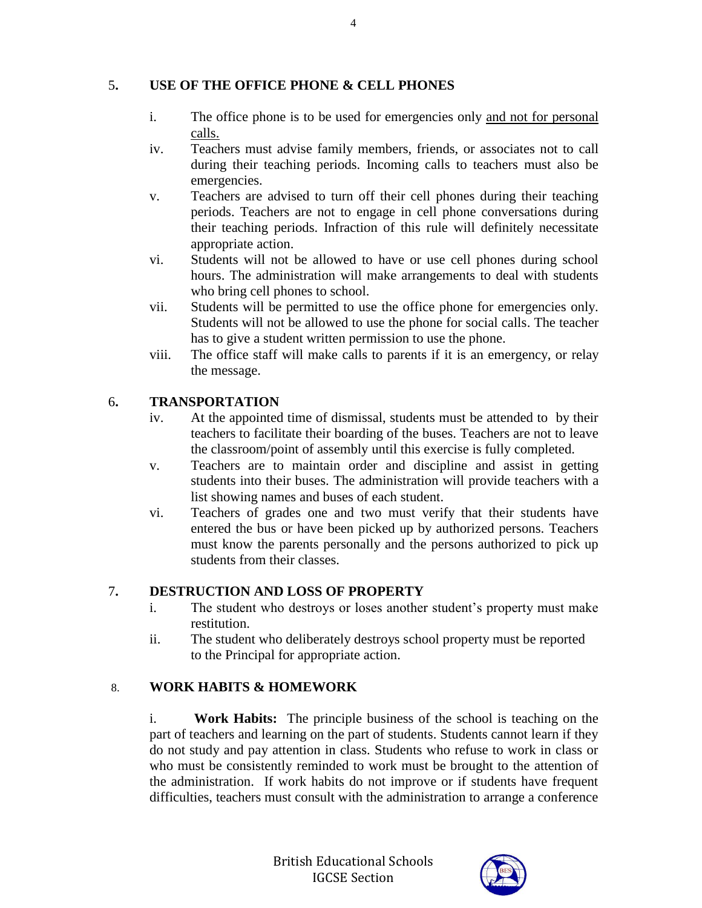## 5. USE OF THE OFFICE PHONE & CELL PHONES

i. The office phone is to be used for emergencies only <u>and not for personal calls.</u>

iv. Teachers must advise family members, friends, or associates not to call during their teaching periods. Incoming calls to teachers must also be emergencies.

v. Teachers are advised to turn off their cell phones during their teaching periods. Teachers are not to engage in cell phone conversations during their teaching periods. Infraction of this rule will definitely necessitate appropriate action.

vi. Students will not be allowed to have or use cell phones during school hours. The administration will make arrangements to deal with students who bring cell phones to school.

vii. Students will be permitted to use the office phone for emergencies only. Students will not be allowed to use the phone for social calls. The teacher has to give a student written permission to use the phone.

viii. The office staff will make calls to parents if it is an emergency, or relay the message.

## 6. TRANSPORTATION

iv. At the appointed time of dismissal, students must be attended to by their teachers to facilitate their boarding of the buses. Teachers are not to leave the classroom/point of assembly until this exercise is fully completed.

v. Teachers are to maintain order and discipline and assist in getting students into their buses. The administration will provide teachers with a list showing names and buses of each student.

vi. Teachers of grades one and two must verify that their students have entered the bus or have been picked up by authorized persons. Teachers must know the parents personally and the persons authorized to pick up students from their classes.

## 7. DESTRUCTION AND LOSS OF PROPERTY

i. The student who destroys or loses another student's property must make restitution.

ii. The student who deliberately destroys school property must be reported to the Principal for appropriate action.

## 8. WORK HABITS & HOMEWORK

i. **Work Habits:** The principle business of the school is teaching on the part of teachers and learning on the part of students. Students cannot learn if they do not study and pay attention in class. Students who refuse to work in class or who must be consistently reminded to work must be brought to the attention of the administration. If work habits do not improve or if students have frequent difficulties, teachers must consult with the administration to arrange a conference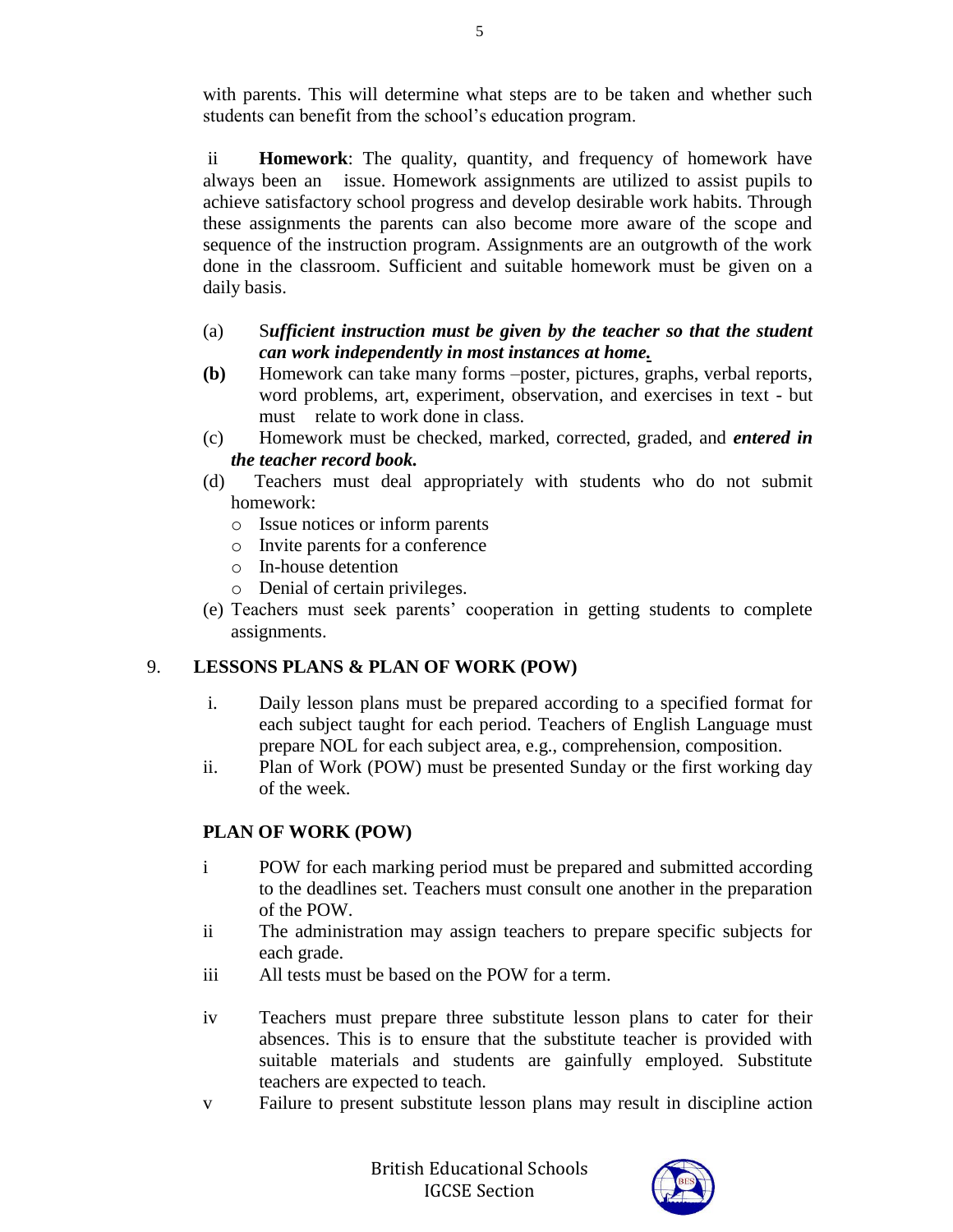with parents. This will determine what steps are to be taken and whether such students can benefit from the school's education program.

ii **Homework**: The quality, quantity, and frequency of homework have always been an issue. Homework assignments are utilized to assist pupils to achieve satisfactory school progress and develop desirable work habits. Through these assignments the parents can also become more aware of the scope and sequence of the instruction program. Assignments are an outgrowth of the work done in the classroom. Sufficient and suitable homework must be given on a daily basis.

(a) S***ufficient instruction must be given by the teacher so that the student can work independently in most instances at home.***

**(b)** Homework can take many forms –poster, pictures, graphs, verbal reports, word problems, art, experiment, observation, and exercises in text - but must relate to work done in class.

(c) Homework must be checked, marked, corrected, graded, and ***entered in the teacher record book.***

(d) Teachers must deal appropriately with students who do not submit homework:

- Issue notices or inform parents
- Invite parents for a conference
- In-house detention
- Denial of certain privileges.

(e) Teachers must seek parents' cooperation in getting students to complete assignments.

## 9. LESSONS PLANS & PLAN OF WORK (POW)

i. Daily lesson plans must be prepared according to a specified format for each subject taught for each period. Teachers of English Language must prepare NOL for each subject area, e.g., comprehension, composition.

ii. Plan of Work (POW) must be presented Sunday or the first working day of the week.

### PLAN OF WORK (POW)

i POW for each marking period must be prepared and submitted according to the deadlines set. Teachers must consult one another in the preparation of the POW.

ii The administration may assign teachers to prepare specific subjects for each grade.

iii All tests must be based on the POW for a term.

iv Teachers must prepare three substitute lesson plans to cater for their absences. This is to ensure that the substitute teacher is provided with suitable materials and students are gainfully employed. Substitute teachers are expected to teach.

v Failure to present substitute lesson plans may result in discipline action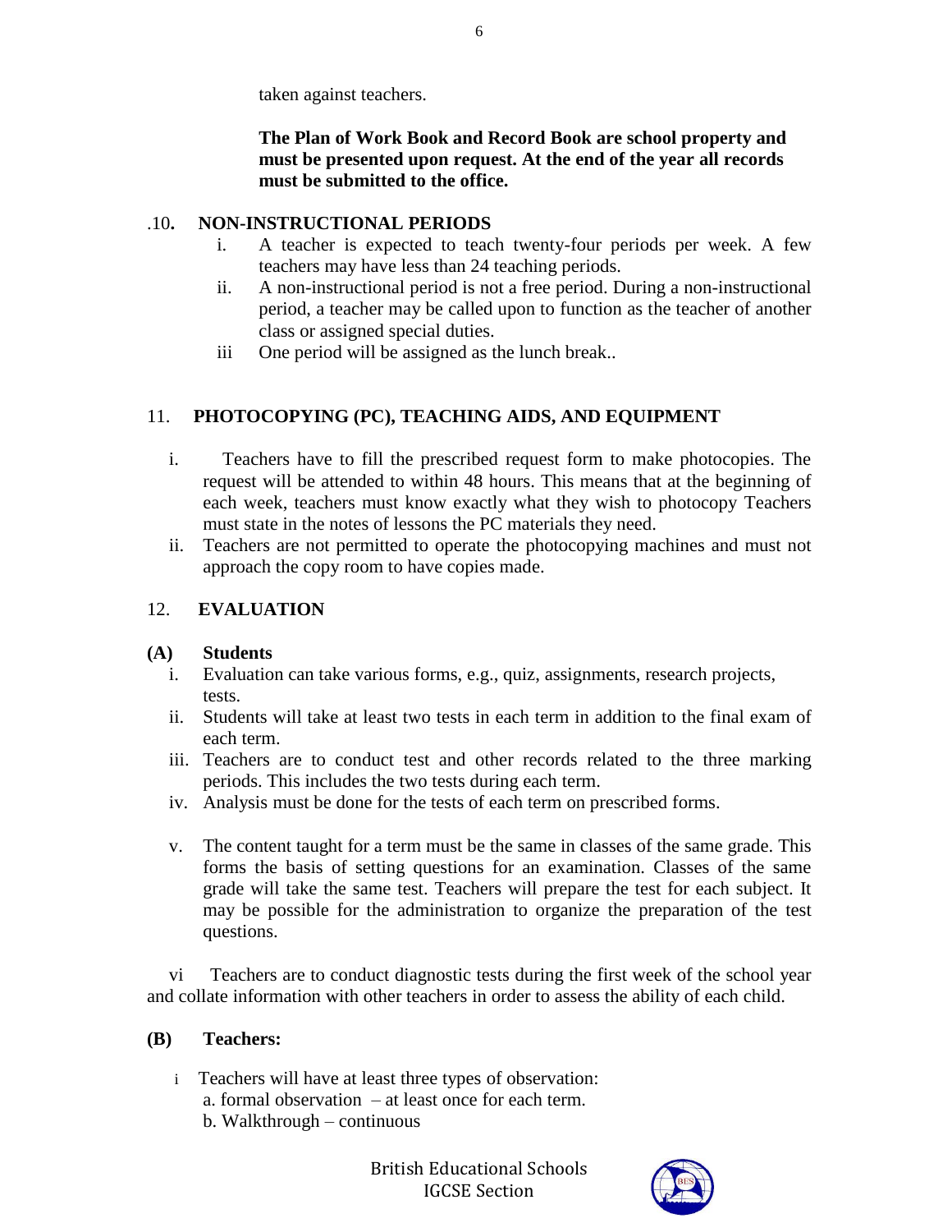taken against teachers.

**The Plan of Work Book and Record Book are school property and must be presented upon request. At the end of the year all records must be submitted to the office.**

## .10. NON-INSTRUCTIONAL PERIODS

i. A teacher is expected to teach twenty-four periods per week. A few teachers may have less than 24 teaching periods.

ii. A non-instructional period is not a free period. During a non-instructional period, a teacher may be called upon to function as the teacher of another class or assigned special duties.

iii One period will be assigned as the lunch break..

## 11. PHOTOCOPYING (PC), TEACHING AIDS, AND EQUIPMENT

i. Teachers have to fill the prescribed request form to make photocopies. The request will be attended to within 48 hours. This means that at the beginning of each week, teachers must know exactly what they wish to photocopy Teachers must state in the notes of lessons the PC materials they need.

ii. Teachers are not permitted to operate the photocopying machines and must not approach the copy room to have copies made.

## 12. EVALUATION

### (A) Students

i. Evaluation can take various forms, e.g., quiz, assignments, research projects, tests.

ii. Students will take at least two tests in each term in addition to the final exam of each term.

iii. Teachers are to conduct test and other records related to the three marking periods. This includes the two tests during each term.

iv. Analysis must be done for the tests of each term on prescribed forms.

v. The content taught for a term must be the same in classes of the same grade. This forms the basis of setting questions for an examination. Classes of the same grade will take the same test. Teachers will prepare the test for each subject. It may be possible for the administration to organize the preparation of the test questions.

vi Teachers are to conduct diagnostic tests during the first week of the school year and collate information with other teachers in order to assess the ability of each child.

### (B) Teachers:

i Teachers will have at least three types of observation:
a. formal observation – at least once for each term.
b. Walkthrough – continuous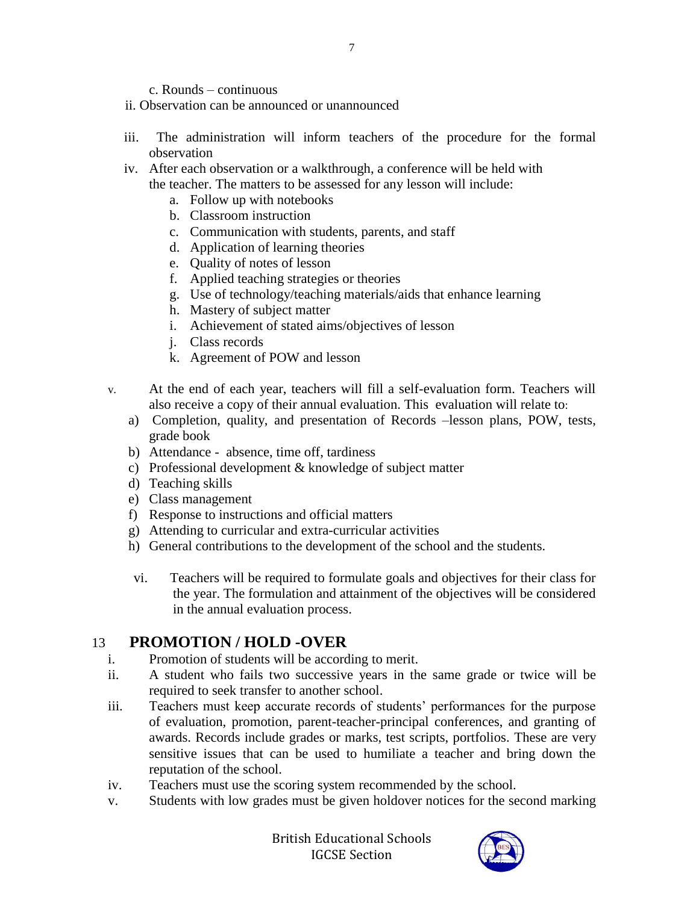c. Rounds – continuous

ii. Observation can be announced or unannounced

iii. The administration will inform teachers of the procedure for the formal observation

iv. After each observation or a walkthrough, a conference will be held with the teacher. The matters to be assessed for any lesson will include:

   a. Follow up with notebooks
   b. Classroom instruction
   c. Communication with students, parents, and staff
   d. Application of learning theories
   e. Quality of notes of lesson
   f. Applied teaching strategies or theories
   g. Use of technology/teaching materials/aids that enhance learning
   h. Mastery of subject matter
   i. Achievement of stated aims/objectives of lesson
   j. Class records
   k. Agreement of POW and lesson

v. At the end of each year, teachers will fill a self-evaluation form. Teachers will also receive a copy of their annual evaluation. This evaluation will relate to:

   a) Completion, quality, and presentation of Records –lesson plans, POW, tests, grade book
   b) Attendance - absence, time off, tardiness
   c) Professional development & knowledge of subject matter
   d) Teaching skills
   e) Class management
   f) Response to instructions and official matters
   g) Attending to curricular and extra-curricular activities
   h) General contributions to the development of the school and the students.

vi. Teachers will be required to formulate goals and objectives for their class for the year. The formulation and attainment of the objectives will be considered in the annual evaluation process.

## 13 PROMOTION / HOLD -OVER

i. Promotion of students will be according to merit.

ii. A student who fails two successive years in the same grade or twice will be required to seek transfer to another school.

iii. Teachers must keep accurate records of students' performances for the purpose of evaluation, promotion, parent-teacher-principal conferences, and granting of awards. Records include grades or marks, test scripts, portfolios. These are very sensitive issues that can be used to humiliate a teacher and bring down the reputation of the school.

iv. Teachers must use the scoring system recommended by the school.

v. Students with low grades must be given holdover notices for the second marking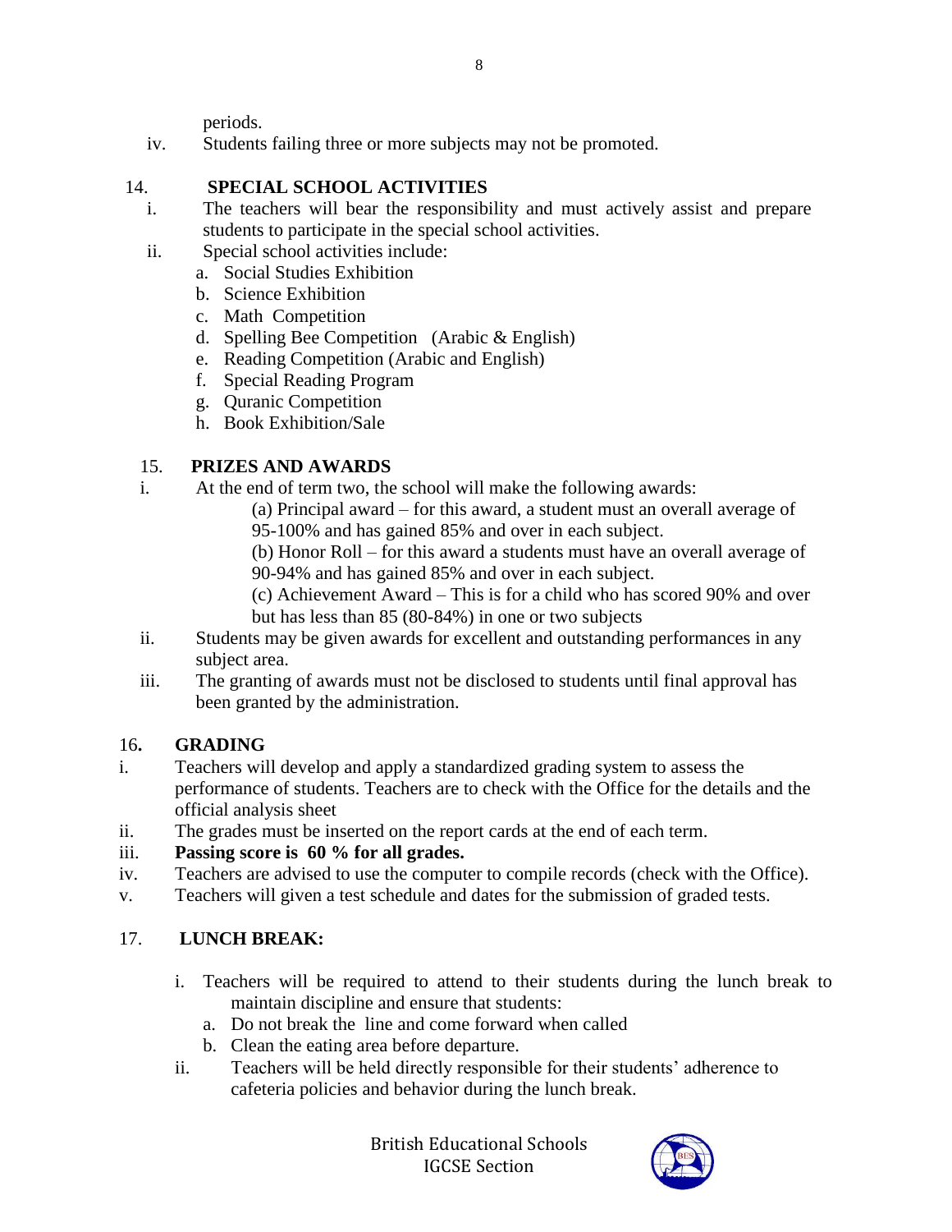periods.

iv. Students failing three or more subjects may not be promoted.

## 14. SPECIAL SCHOOL ACTIVITIES

i. The teachers will bear the responsibility and must actively assist and prepare students to participate in the special school activities.

ii. Special school activities include:

   a. Social Studies Exhibition
   b. Science Exhibition
   c. Math Competition
   d. Spelling Bee Competition (Arabic & English)
   e. Reading Competition (Arabic and English)
   f. Special Reading Program
   g. Quranic Competition
   h. Book Exhibition/Sale

## 15. PRIZES AND AWARDS

i. At the end of term two, the school will make the following awards:

   (a) Principal award – for this award, a student must an overall average of 95-100% and has gained 85% and over in each subject.

   (b) Honor Roll – for this award a students must have an overall average of 90-94% and has gained 85% and over in each subject.

   (c) Achievement Award – This is for a child who has scored 90% and over but has less than 85 (80-84%) in one or two subjects

ii. Students may be given awards for excellent and outstanding performances in any subject area.

iii. The granting of awards must not be disclosed to students until final approval has been granted by the administration.

## 16. GRADING

i. Teachers will develop and apply a standardized grading system to assess the performance of students. Teachers are to check with the Office for the details and the official analysis sheet

ii. The grades must be inserted on the report cards at the end of each term.

iii. **Passing score is 60 % for all grades.**

iv. Teachers are advised to use the computer to compile records (check with the Office).

v. Teachers will given a test schedule and dates for the submission of graded tests.

## 17. LUNCH BREAK:

i. Teachers will be required to attend to their students during the lunch break to maintain discipline and ensure that students:

   a. Do not break the line and come forward when called
   b. Clean the eating area before departure.

ii. Teachers will be held directly responsible for their students' adherence to cafeteria policies and behavior during the lunch break.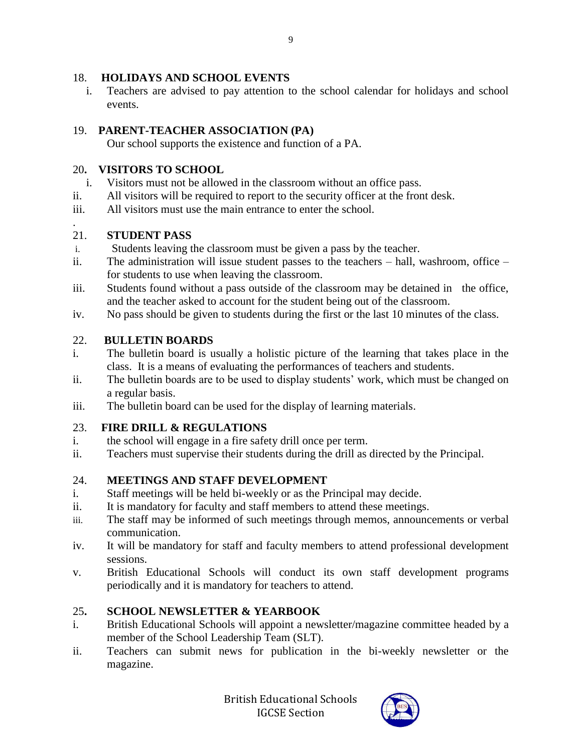## 18. HOLIDAYS AND SCHOOL EVENTS

i. Teachers are advised to pay attention to the school calendar for holidays and school events.

## 19. PARENT-TEACHER ASSOCIATION (PA)

Our school supports the existence and function of a PA.

## 20. VISITORS TO SCHOOL

i. Visitors must not be allowed in the classroom without an office pass.
ii. All visitors will be required to report to the security officer at the front desk.
iii. All visitors must use the main entrance to enter the school.

.

## 21. STUDENT PASS

i. Students leaving the classroom must be given a pass by the teacher.
ii. The administration will issue student passes to the teachers – hall, washroom, office – for students to use when leaving the classroom.
iii. Students found without a pass outside of the classroom may be detained in the office, and the teacher asked to account for the student being out of the classroom.
iv. No pass should be given to students during the first or the last 10 minutes of the class.

## 22. BULLETIN BOARDS

i. The bulletin board is usually a holistic picture of the learning that takes place in the class. It is a means of evaluating the performances of teachers and students.
ii. The bulletin boards are to be used to display students' work, which must be changed on a regular basis.
iii. The bulletin board can be used for the display of learning materials.

## 23. FIRE DRILL & REGULATIONS

i. the school will engage in a fire safety drill once per term.
ii. Teachers must supervise their students during the drill as directed by the Principal.

## 24. MEETINGS AND STAFF DEVELOPMENT

i. Staff meetings will be held bi-weekly or as the Principal may decide.
ii. It is mandatory for faculty and staff members to attend these meetings.
iii. The staff may be informed of such meetings through memos, announcements or verbal communication.
iv. It will be mandatory for staff and faculty members to attend professional development sessions.
v. British Educational Schools will conduct its own staff development programs periodically and it is mandatory for teachers to attend.

## 25. SCHOOL NEWSLETTER & YEARBOOK

i. British Educational Schools will appoint a newsletter/magazine committee headed by a member of the School Leadership Team (SLT).
ii. Teachers can submit news for publication in the bi-weekly newsletter or the magazine.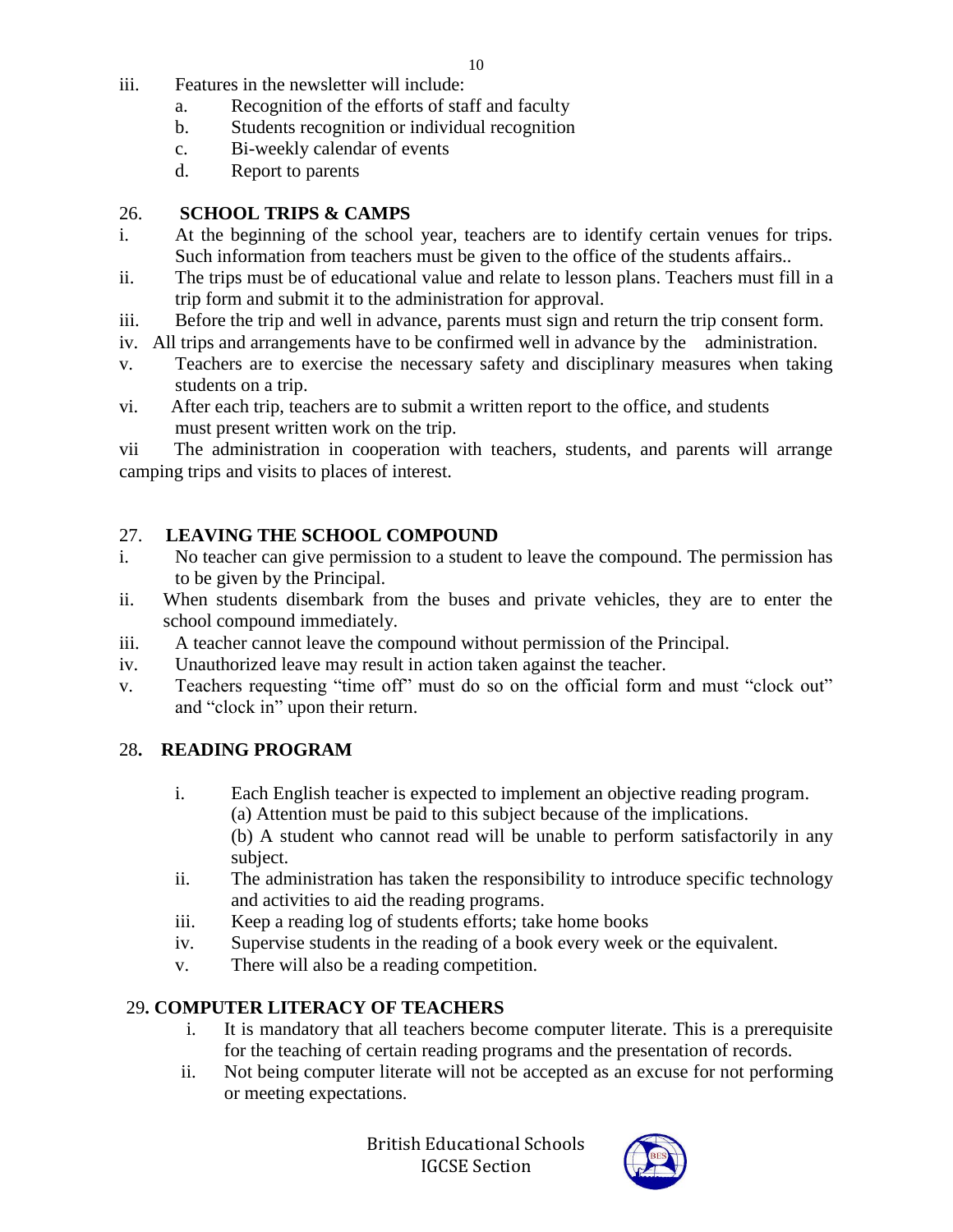iii. Features in the newsletter will include:

   a. Recognition of the efforts of staff and faculty
   b. Students recognition or individual recognition
   c. Bi-weekly calendar of events
   d. Report to parents

## 26. SCHOOL TRIPS & CAMPS

i. At the beginning of the school year, teachers are to identify certain venues for trips. Such information from teachers must be given to the office of the students affairs..

ii. The trips must be of educational value and relate to lesson plans. Teachers must fill in a trip form and submit it to the administration for approval.

iii. Before the trip and well in advance, parents must sign and return the trip consent form.

iv. All trips and arrangements have to be confirmed well in advance by the administration.

v. Teachers are to exercise the necessary safety and disciplinary measures when taking students on a trip.

vi. After each trip, teachers are to submit a written report to the office, and students must present written work on the trip.

vii The administration in cooperation with teachers, students, and parents will arrange camping trips and visits to places of interest.

## 27. LEAVING THE SCHOOL COMPOUND

i. No teacher can give permission to a student to leave the compound. The permission has to be given by the Principal.

ii. When students disembark from the buses and private vehicles, they are to enter the school compound immediately.

iii. A teacher cannot leave the compound without permission of the Principal.

iv. Unauthorized leave may result in action taken against the teacher.

v. Teachers requesting "time off" must do so on the official form and must "clock out" and "clock in" upon their return.

## 28. READING PROGRAM

i. Each English teacher is expected to implement an objective reading program.
   (a) Attention must be paid to this subject because of the implications.
   (b) A student who cannot read will be unable to perform satisfactorily in any subject.

ii. The administration has taken the responsibility to introduce specific technology and activities to aid the reading programs.

iii. Keep a reading log of students efforts; take home books

iv. Supervise students in the reading of a book every week or the equivalent.

v. There will also be a reading competition.

## 29. COMPUTER LITERACY OF TEACHERS

i. It is mandatory that all teachers become computer literate. This is a prerequisite for the teaching of certain reading programs and the presentation of records.

ii. Not being computer literate will not be accepted as an excuse for not performing or meeting expectations.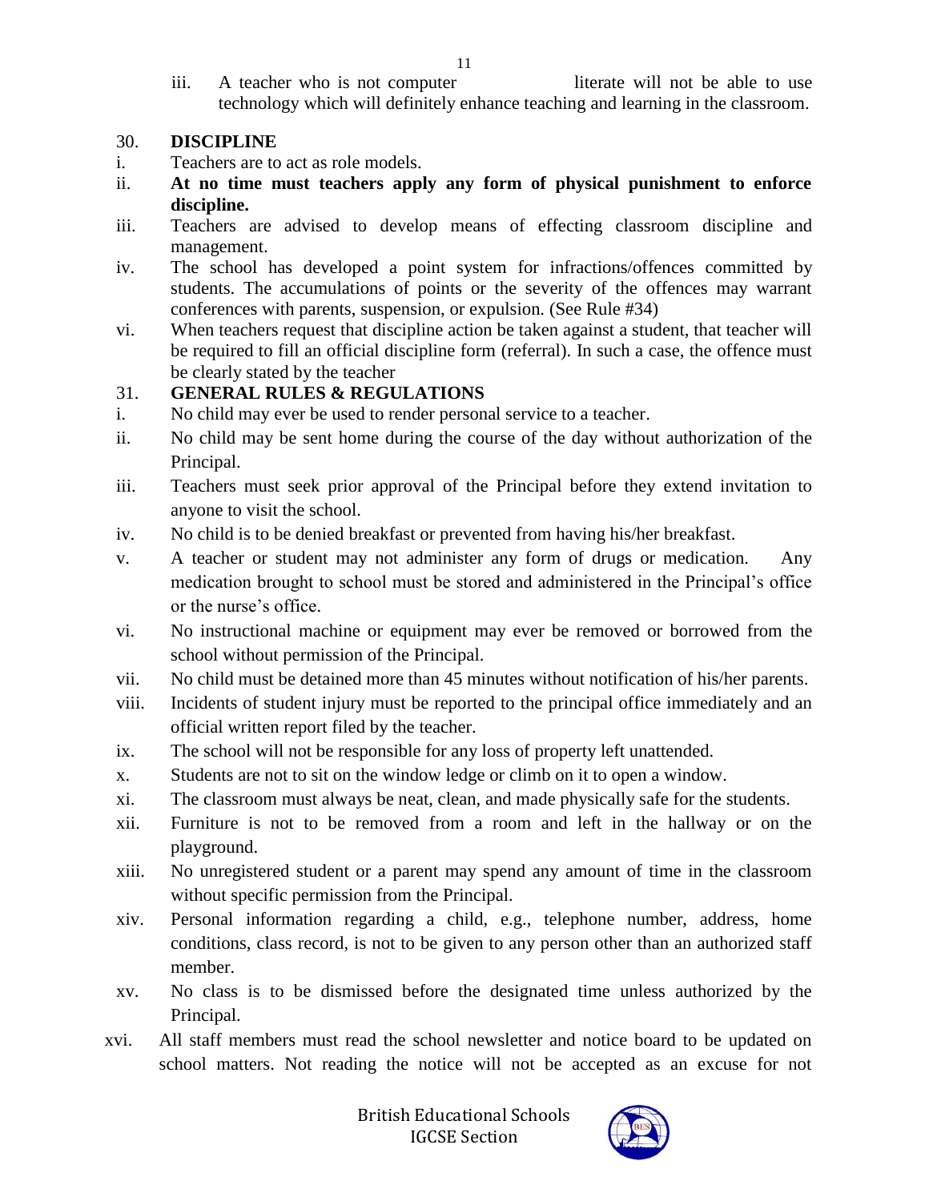iii. A teacher who is not computer literate will not be able to use technology which will definitely enhance teaching and learning in the classroom.

30. **DISCIPLINE**

i. Teachers are to act as role models.

ii. **At no time must teachers apply any form of physical punishment to enforce discipline.**

iii. Teachers are advised to develop means of effecting classroom discipline and management.

iv. The school has developed a point system for infractions/offences committed by students. The accumulations of points or the severity of the offences may warrant conferences with parents, suspension, or expulsion. (See Rule #34)

vi. When teachers request that discipline action be taken against a student, that teacher will be required to fill an official discipline form (referral). In such a case, the offence must be clearly stated by the teacher

31. **GENERAL RULES & REGULATIONS**

i. No child may ever be used to render personal service to a teacher.

ii. No child may be sent home during the course of the day without authorization of the Principal.

iii. Teachers must seek prior approval of the Principal before they extend invitation to anyone to visit the school.

iv. No child is to be denied breakfast or prevented from having his/her breakfast.

v. A teacher or student may not administer any form of drugs or medication. Any medication brought to school must be stored and administered in the Principal's office or the nurse's office.

vi. No instructional machine or equipment may ever be removed or borrowed from the school without permission of the Principal.

vii. No child must be detained more than 45 minutes without notification of his/her parents.

viii. Incidents of student injury must be reported to the principal office immediately and an official written report filed by the teacher.

ix. The school will not be responsible for any loss of property left unattended.

x. Students are not to sit on the window ledge or climb on it to open a window.

xi. The classroom must always be neat, clean, and made physically safe for the students.

xii. Furniture is not to be removed from a room and left in the hallway or on the playground.

xiii. No unregistered student or a parent may spend any amount of time in the classroom without specific permission from the Principal.

xiv. Personal information regarding a child, e.g., telephone number, address, home conditions, class record, is not to be given to any person other than an authorized staff member.

xv. No class is to be dismissed before the designated time unless authorized by the Principal.

xvi. All staff members must read the school newsletter and notice board to be updated on school matters. Not reading the notice will not be accepted as an excuse for not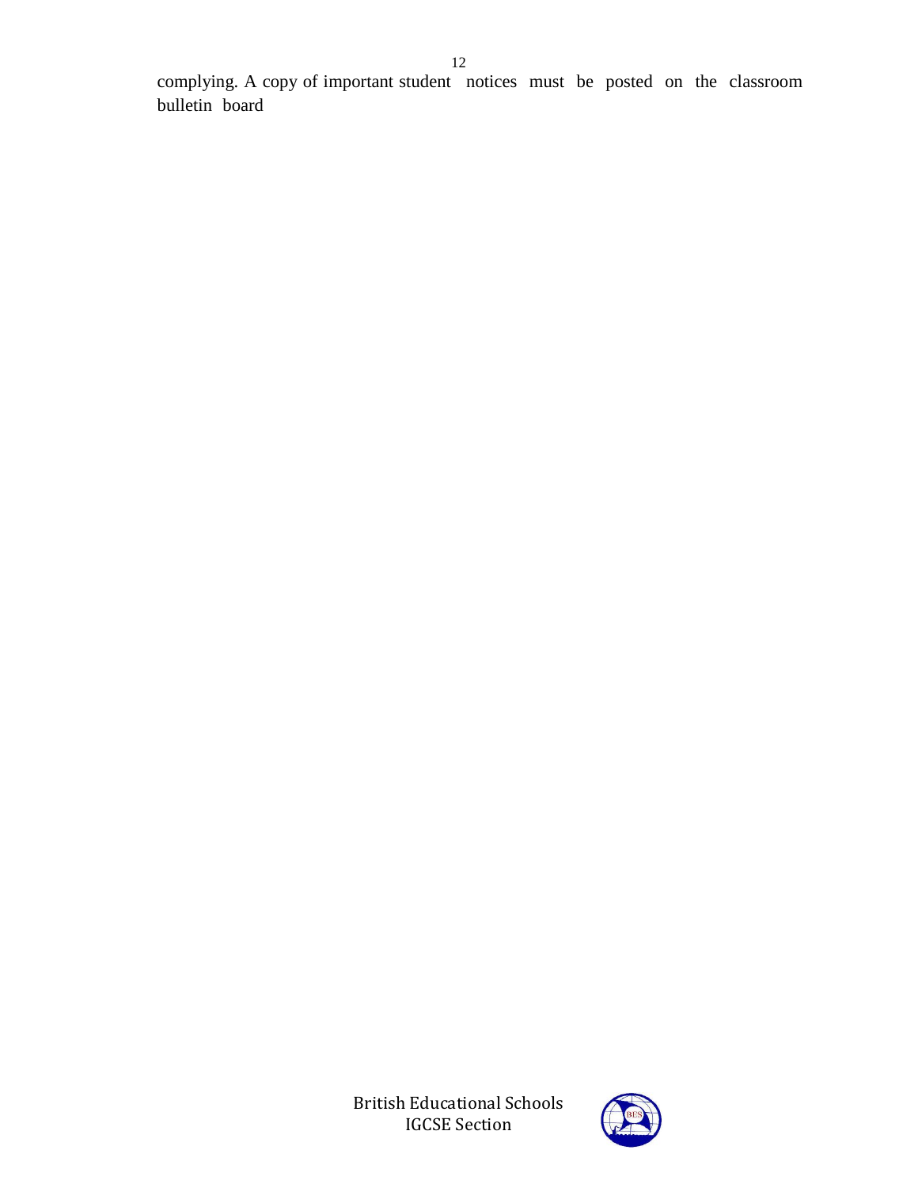complying. A copy of important student notices must be posted on the classroom bulletin board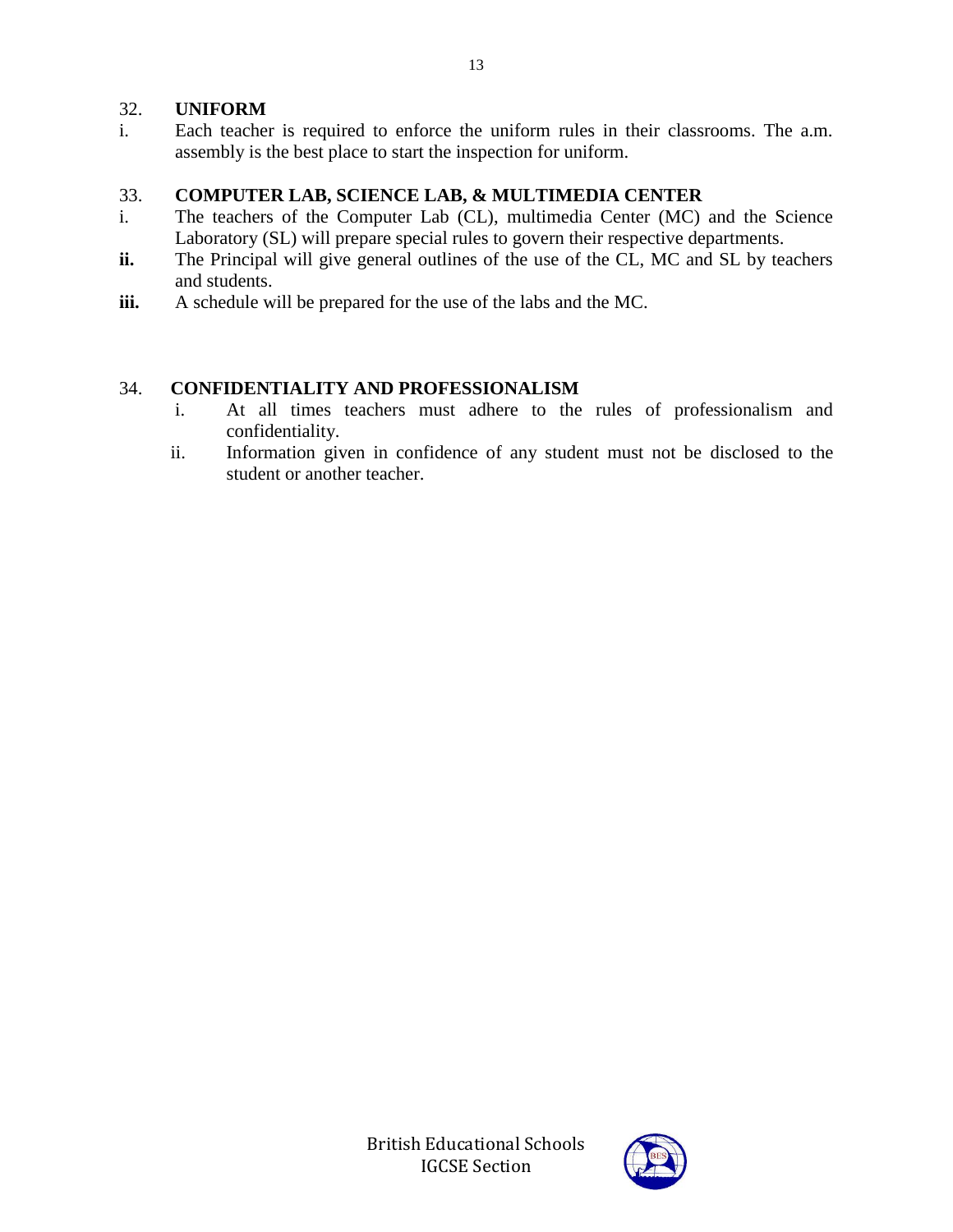32. **UNIFORM**

i. Each teacher is required to enforce the uniform rules in their classrooms. The a.m. assembly is the best place to start the inspection for uniform.

33. **COMPUTER LAB, SCIENCE LAB, & MULTIMEDIA CENTER**

i. The teachers of the Computer Lab (CL), multimedia Center (MC) and the Science Laboratory (SL) will prepare special rules to govern their respective departments.

**ii.** The Principal will give general outlines of the use of the CL, MC and SL by teachers and students.

**iii.** A schedule will be prepared for the use of the labs and the MC.

34. **CONFIDENTIALITY AND PROFESSIONALISM**

i. At all times teachers must adhere to the rules of professionalism and confidentiality.

ii. Information given in confidence of any student must not be disclosed to the student or another teacher.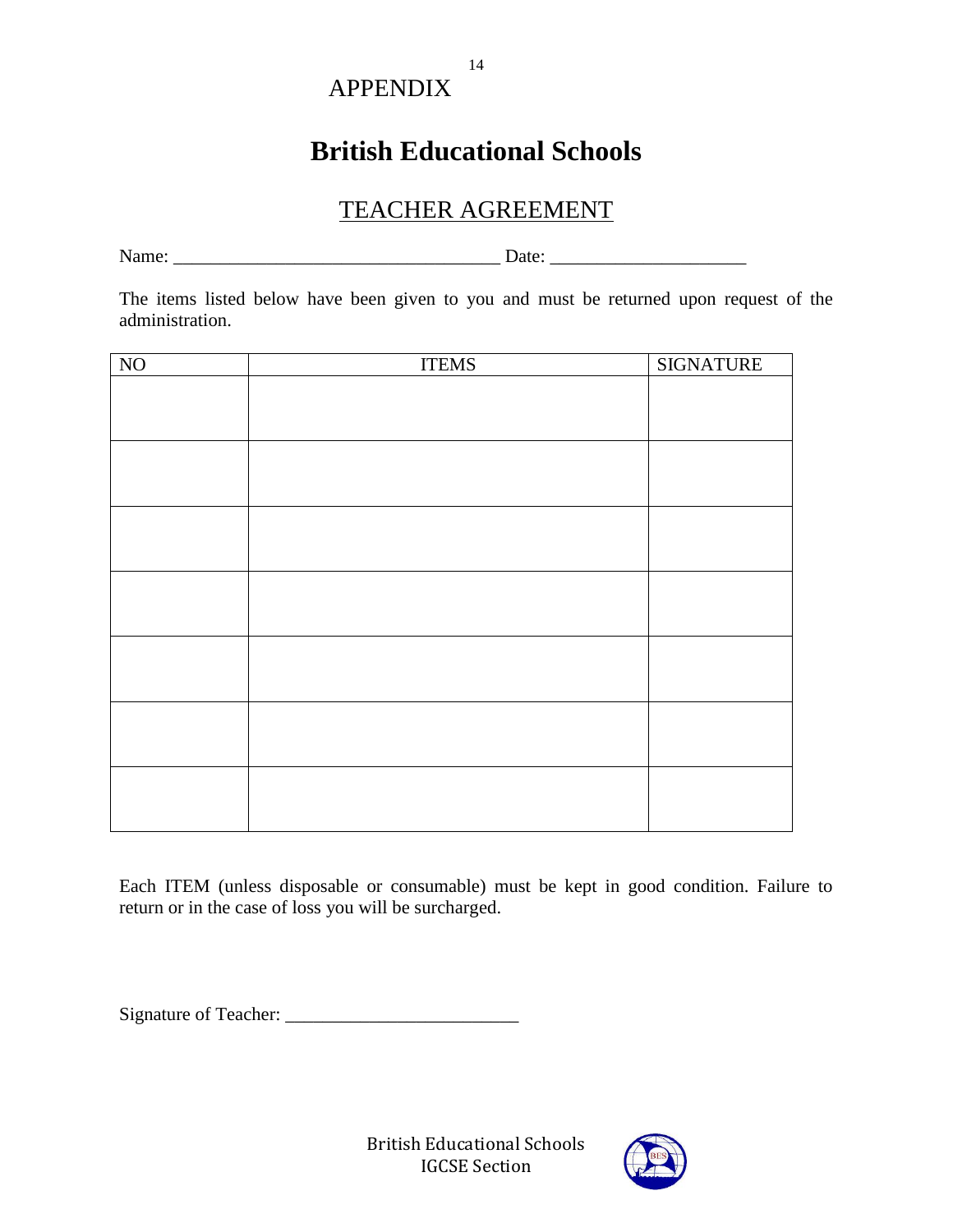APPENDIX

# British Educational Schools

## TEACHER AGREEMENT

Name: ___________________________________ Date: _____________________

The items listed below have been given to you and must be returned upon request of the administration.

| NO | ITEMS | SIGNATURE |
|---|---|---|
| | | |
| | | |
| | | |
| | | |
| | | |
| | | |
| | | |

Each ITEM (unless disposable or consumable) must be kept in good condition. Failure to return or in the case of loss you will be surcharged.

Signature of Teacher: _________________________

British Educational Schools
IGCSE Section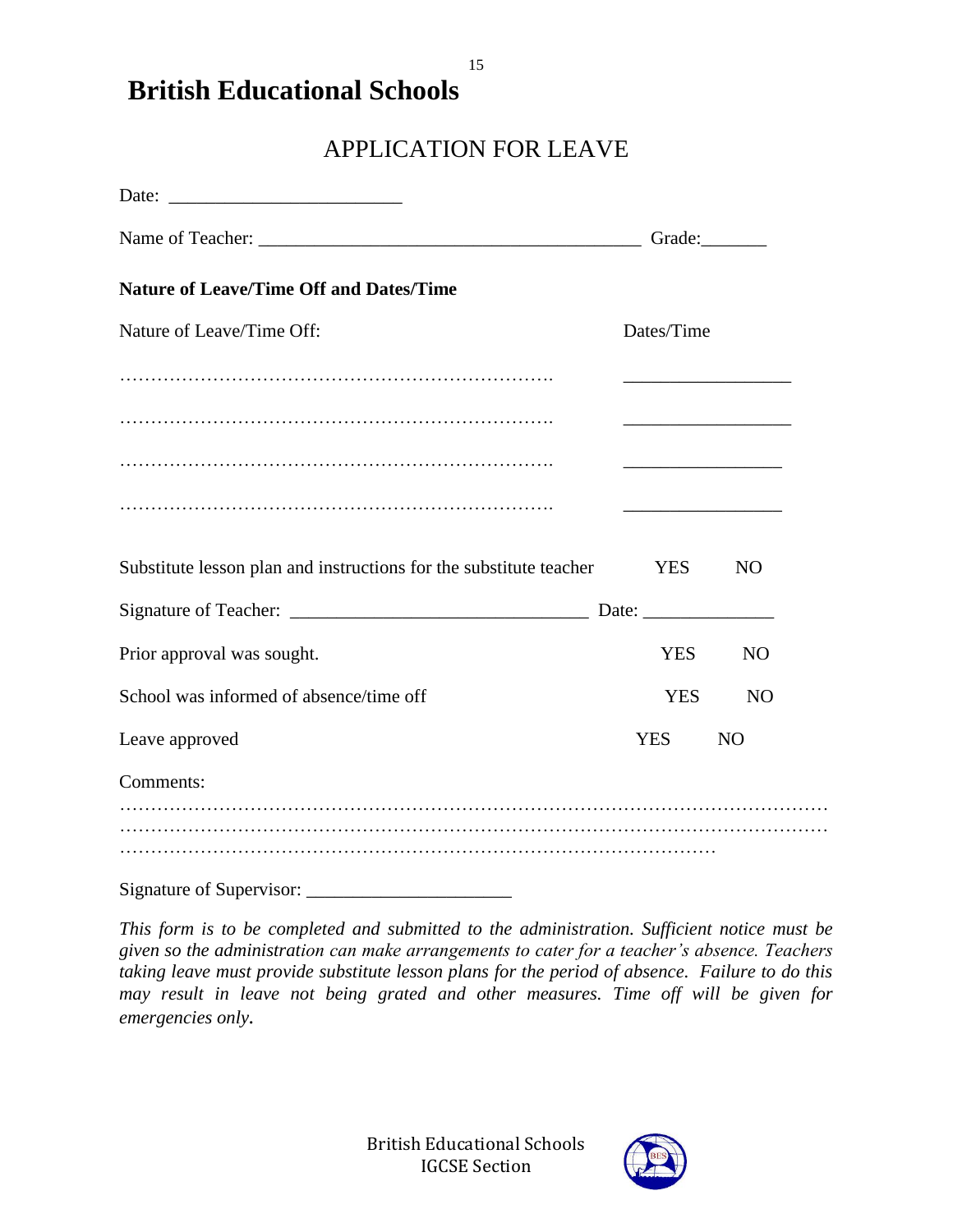# British Educational Schools

## APPLICATION FOR LEAVE

Date: ________________________

Name of Teacher: ________________________________________ Grade:_______

**Nature of Leave/Time Off and Dates/Time**

| Nature of Leave/Time Off: | Dates/Time |
|---|---|
| ……………………………………………………………. | _________________ |
| ……………………………………………………………. | _________________ |
| ……………………………………………………………. | _________________ |
| ……………………………………………………………. | _________________ |

Substitute lesson plan and instructions for the substitute teacher YES NO

Signature of Teacher: _______________________________ Date: ______________

Prior approval was sought. YES NO

School was informed of absence/time off YES NO

Leave approved YES NO

Comments:
…………………………………………………………………………………………………
…………………………………………………………………………………………………
………………………………………………………………………………………

Signature of Supervisor: _____________________

*This form is to be completed and submitted to the administration. Sufficient notice must be given so the administration can make arrangements to cater for a teacher's absence. Teachers taking leave must provide substitute lesson plans for the period of absence. Failure to do this may result in leave not being grated and other measures. Time off will be given for emergencies only.*

British Educational Schools
IGCSE Section